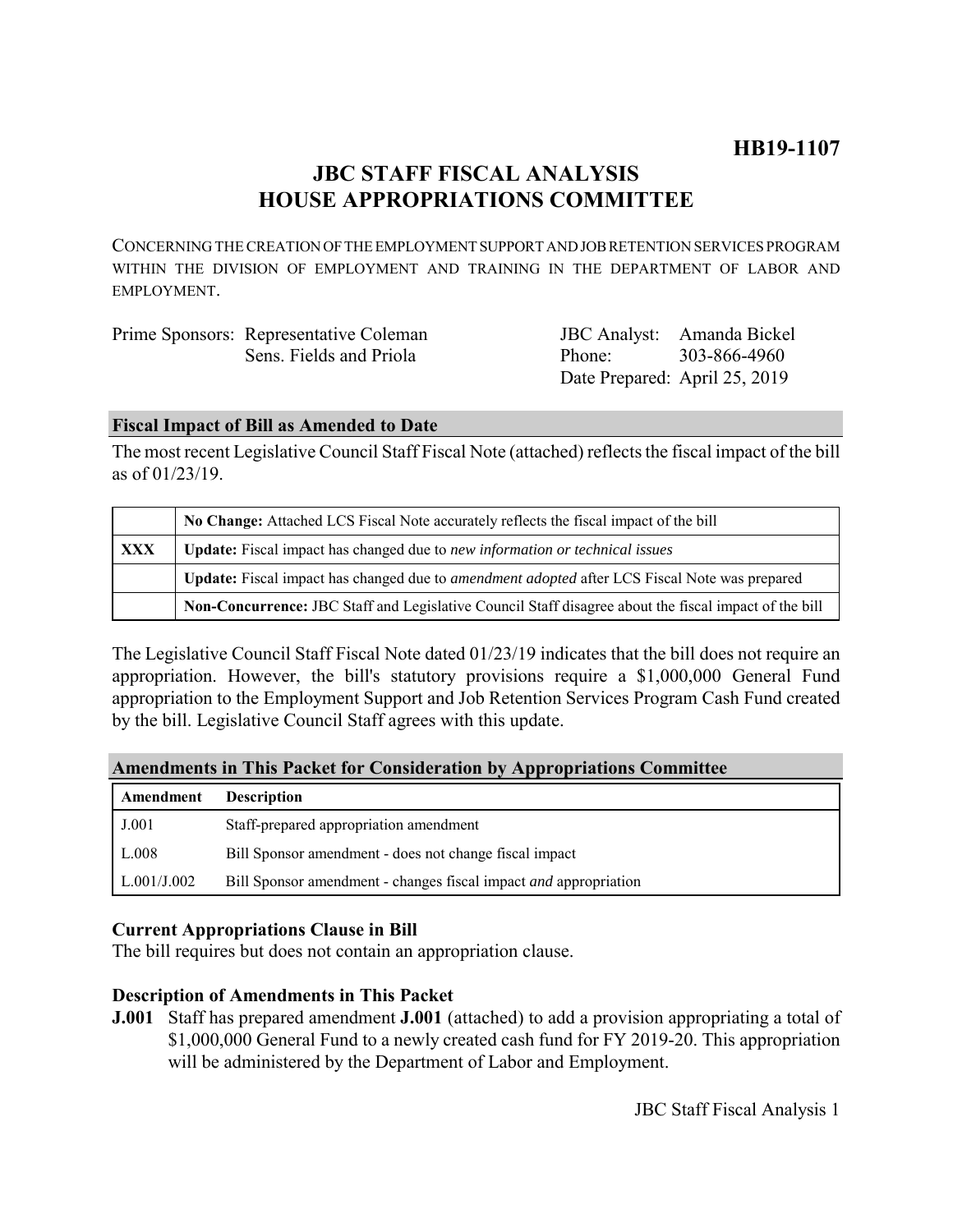**HB19-1107**

# JBC STAFF FISCAL ANALYSIS
# HOUSE APPROPRIATIONS COMMITTEE

CONCERNING THE CREATION OF THE EMPLOYMENT SUPPORT AND JOB RETENTION SERVICES PROGRAM WITHIN THE DIVISION OF EMPLOYMENT AND TRAINING IN THE DEPARTMENT OF LABOR AND EMPLOYMENT.

Prime Sponsors: Representative Coleman
Sens. Fields and Priola

JBC Analyst: Amanda Bickel
Phone: 303-866-4960
Date Prepared: April 25, 2019

## Fiscal Impact of Bill as Amended to Date

The most recent Legislative Council Staff Fiscal Note (attached) reflects the fiscal impact of the bill as of 01/23/19.

| | |
|---|---|
| | **No Change:** Attached LCS Fiscal Note accurately reflects the fiscal impact of the bill |
| **XXX** | **Update:** Fiscal impact has changed due to *new information or technical issues* |
| | **Update:** Fiscal impact has changed due to *amendment adopted* after LCS Fiscal Note was prepared |
| | **Non-Concurrence:** JBC Staff and Legislative Council Staff disagree about the fiscal impact of the bill |

The Legislative Council Staff Fiscal Note dated 01/23/19 indicates that the bill does not require an appropriation. However, the bill's statutory provisions require a $1,000,000 General Fund appropriation to the Employment Support and Job Retention Services Program Cash Fund created by the bill. Legislative Council Staff agrees with this update.

## Amendments in This Packet for Consideration by Appropriations Committee

| Amendment | Description |
|---|---|
| J.001 | Staff-prepared appropriation amendment |
| L.008 | Bill Sponsor amendment - does not change fiscal impact |
| L.001/J.002 | Bill Sponsor amendment - changes fiscal impact *and* appropriation |

### Current Appropriations Clause in Bill

The bill requires but does not contain an appropriation clause.

### Description of Amendments in This Packet

**J.001** Staff has prepared amendment **J.001** (attached) to add a provision appropriating a total of $1,000,000 General Fund to a newly created cash fund for FY 2019-20. This appropriation will be administered by the Department of Labor and Employment.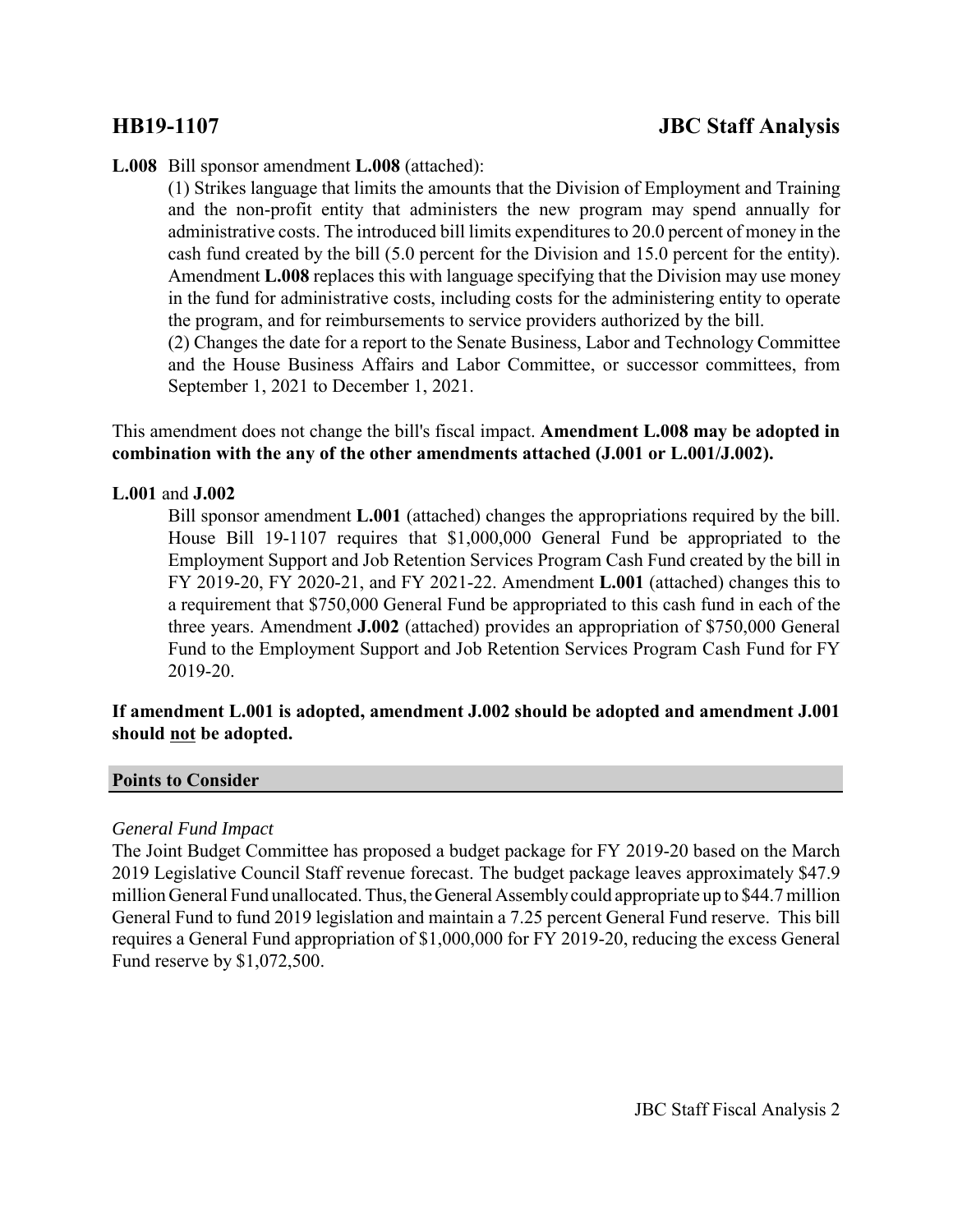**L.008** Bill sponsor amendment **L.008** (attached):

(1) Strikes language that limits the amounts that the Division of Employment and Training and the non-profit entity that administers the new program may spend annually for administrative costs. The introduced bill limits expenditures to 20.0 percent of money in the cash fund created by the bill (5.0 percent for the Division and 15.0 percent for the entity). Amendment **L.008** replaces this with language specifying that the Division may use money in the fund for administrative costs, including costs for the administering entity to operate the program, and for reimbursements to service providers authorized by the bill.

(2) Changes the date for a report to the Senate Business, Labor and Technology Committee and the House Business Affairs and Labor Committee, or successor committees, from September 1, 2021 to December 1, 2021.

This amendment does not change the bill's fiscal impact. **Amendment L.008 may be adopted in combination with the any of the other amendments attached (J.001 or L.001/J.002).**

**L.001** and **J.002**

Bill sponsor amendment **L.001** (attached) changes the appropriations required by the bill. House Bill 19-1107 requires that $1,000,000 General Fund be appropriated to the Employment Support and Job Retention Services Program Cash Fund created by the bill in FY 2019-20, FY 2020-21, and FY 2021-22. Amendment **L.001** (attached) changes this to a requirement that $750,000 General Fund be appropriated to this cash fund in each of the three years. Amendment **J.002** (attached) provides an appropriation of $750,000 General Fund to the Employment Support and Job Retention Services Program Cash Fund for FY 2019-20.

**If amendment L.001 is adopted, amendment J.002 should be adopted and amendment J.001 should not be adopted.**

## Points to Consider

*General Fund Impact*

The Joint Budget Committee has proposed a budget package for FY 2019-20 based on the March 2019 Legislative Council Staff revenue forecast. The budget package leaves approximately $47.9 million General Fund unallocated. Thus, the General Assembly could appropriate up to $44.7 million General Fund to fund 2019 legislation and maintain a 7.25 percent General Fund reserve. This bill requires a General Fund appropriation of $1,000,000 for FY 2019-20, reducing the excess General Fund reserve by $1,072,500.